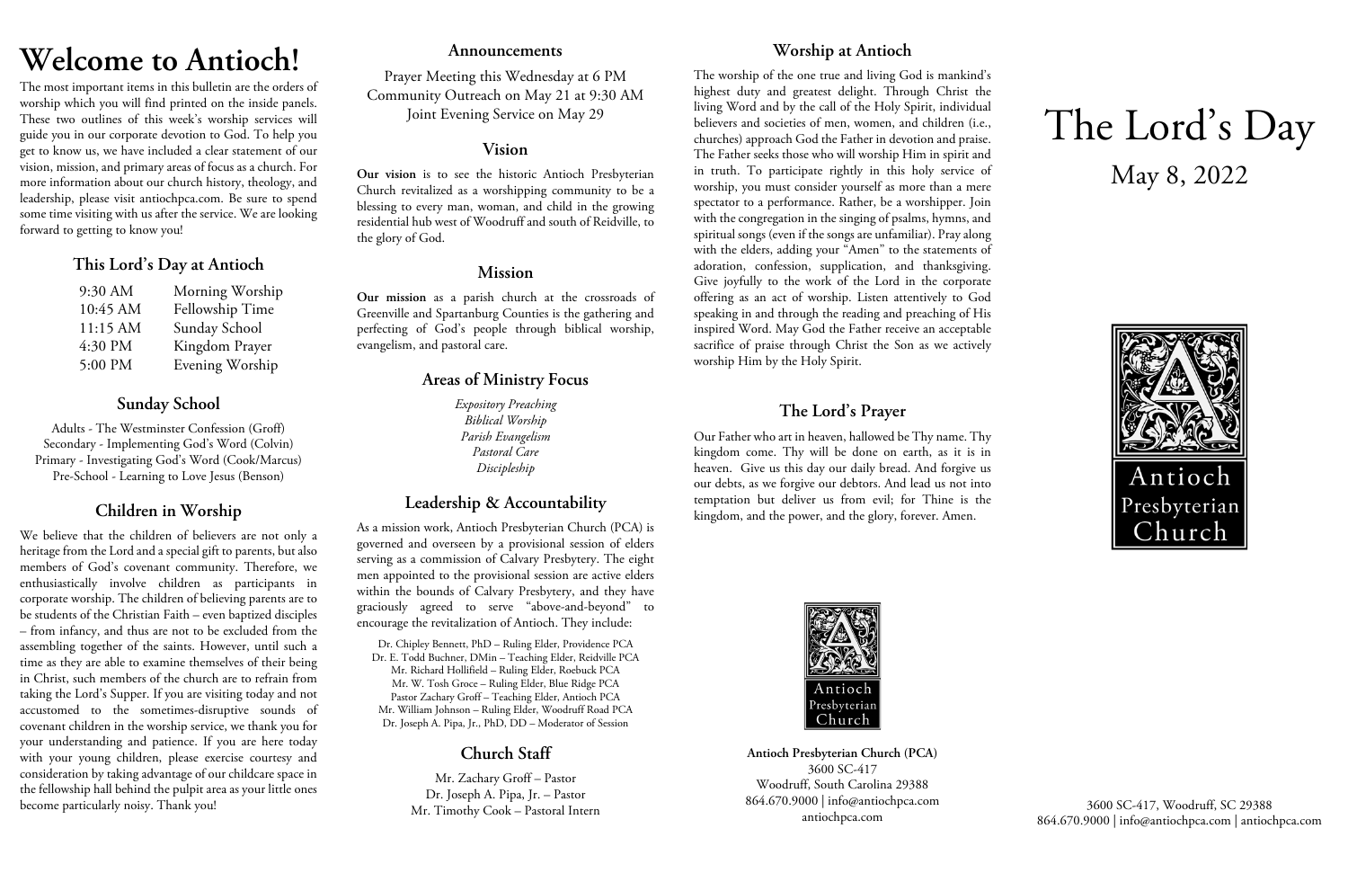# Welcome to Antioch!

The most important items in this bulletin are the orders of worship which you will find printed on the inside panels. These two outlines of this week's worship services will guide you in our corporate devotion to God. To help you get to know us, we have included a clear statement of our vision, mission, and primary areas of focus as a church. For more information about our church history, theology, and leadership, please visit antiochpca.com. Be sure to spend some time visiting with us after the service. We are looking forward to getting to know you!

## This Lord's Day at Antioch

| | |
|---|---|
| 9:30 AM | Morning Worship |
| 10:45 AM | Fellowship Time |
| 11:15 AM | Sunday School |
| 4:30 PM | Kingdom Prayer |
| 5:00 PM | Evening Worship |

## Sunday School

Adults - The Westminster Confession (Groff)
Secondary - Implementing God's Word (Colvin)
Primary - Investigating God's Word (Cook/Marcus)
Pre-School - Learning to Love Jesus (Benson)

## Children in Worship

We believe that the children of believers are not only a heritage from the Lord and a special gift to parents, but also members of God's covenant community. Therefore, we enthusiastically involve children as participants in corporate worship. The children of believing parents are to be students of the Christian Faith – even baptized disciples – from infancy, and thus are not to be excluded from the assembling together of the saints. However, until such a time as they are able to examine themselves of their being in Christ, such members of the church are to refrain from taking the Lord's Supper. If you are visiting today and not accustomed to the sometimes-disruptive sounds of covenant children in the worship service, we thank you for your understanding and patience. If you are here today with your young children, please exercise courtesy and consideration by taking advantage of our childcare space in the fellowship hall behind the pulpit area as your little ones become particularly noisy. Thank you!

## Announcements

Prayer Meeting this Wednesday at 6 PM
Community Outreach on May 21 at 9:30 AM
Joint Evening Service on May 29

## Vision

**Our vision** is to see the historic Antioch Presbyterian Church revitalized as a worshipping community to be a blessing to every man, woman, and child in the growing residential hub west of Woodruff and south of Reidville, to the glory of God.

## Mission

**Our mission** as a parish church at the crossroads of Greenville and Spartanburg Counties is the gathering and perfecting of God's people through biblical worship, evangelism, and pastoral care.

## Areas of Ministry Focus

*Expository Preaching*
*Biblical Worship*
*Parish Evangelism*
*Pastoral Care*
*Discipleship*

## Leadership & Accountability

As a mission work, Antioch Presbyterian Church (PCA) is governed and overseen by a provisional session of elders serving as a commission of Calvary Presbytery. The eight men appointed to the provisional session are active elders within the bounds of Calvary Presbytery, and they have graciously agreed to serve "above-and-beyond" to encourage the revitalization of Antioch. They include:

Dr. Chipley Bennett, PhD – Ruling Elder, Providence PCA
Dr. E. Todd Buchner, DMin – Teaching Elder, Reidville PCA
Mr. Richard Hollifield – Ruling Elder, Roebuck PCA
Mr. W. Tosh Groce – Ruling Elder, Blue Ridge PCA
Pastor Zachary Groff – Teaching Elder, Antioch PCA
Mr. William Johnson – Ruling Elder, Woodruff Road PCA
Dr. Joseph A. Pipa, Jr., PhD, DD – Moderator of Session

## Church Staff

Mr. Zachary Groff – Pastor
Dr. Joseph A. Pipa, Jr. – Pastor
Mr. Timothy Cook – Pastoral Intern

## Worship at Antioch

The worship of the one true and living God is mankind's highest duty and greatest delight. Through Christ the living Word and by the call of the Holy Spirit, individual believers and societies of men, women, and children (i.e., churches) approach God the Father in devotion and praise. The Father seeks those who will worship Him in spirit and in truth. To participate rightly in this holy service of worship, you must consider yourself as more than a mere spectator to a performance. Rather, be a worshipper. Join with the congregation in the singing of psalms, hymns, and spiritual songs (even if the songs are unfamiliar). Pray along with the elders, adding your "Amen" to the statements of adoration, confession, supplication, and thanksgiving. Give joyfully to the work of the Lord in the corporate offering as an act of worship. Listen attentively to God speaking in and through the reading and preaching of His inspired Word. May God the Father receive an acceptable sacrifice of praise through Christ the Son as we actively worship Him by the Holy Spirit.

## The Lord's Prayer

Our Father who art in heaven, hallowed be Thy name. Thy kingdom come. Thy will be done on earth, as it is in heaven. Give us this day our daily bread. And forgive us our debts, as we forgive our debtors. And lead us not into temptation but deliver us from evil; for Thine is the kingdom, and the power, and the glory, forever. Amen.

Antioch Presbyterian Church

**Antioch Presbyterian Church (PCA)**
3600 SC-417
Woodruff, South Carolina 29388
864.670.9000 | info@antiochpca.com
antiochpca.com

# The Lord's Day

May 8, 2022

Antioch Presbyterian Church

3600 SC-417, Woodruff, SC 29388
864.670.9000 | info@antiochpca.com | antiochpca.com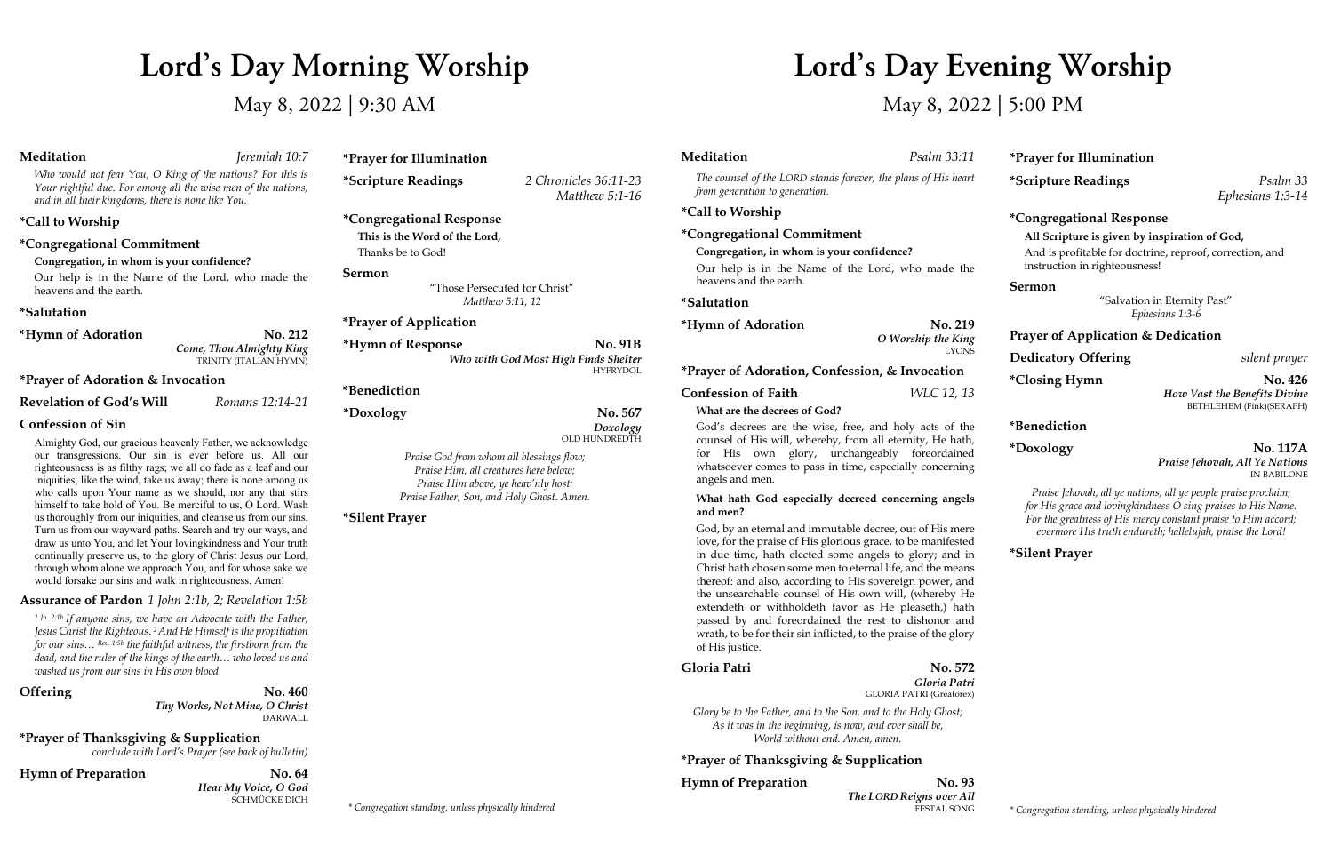# Lord's Day Morning Worship

May 8, 2022 | 9:30 AM

**Meditation** *Jeremiah 10:7*

*Who would not fear You, O King of the nations? For this is Your rightful due. For among all the wise men of the nations, and in all their kingdoms, there is none like You.*

**\*Call to Worship**

**\*Congregational Commitment**

**Congregation, in whom is your confidence?**

Our help is in the Name of the Lord, who made the heavens and the earth.

**\*Salutation**

**\*Hymn of Adoration** **No. 212**
*Come, Thou Almighty King*
TRINITY (ITALIAN HYMN)

**\*Prayer of Adoration & Invocation**

**Revelation of God's Will** *Romans 12:14-21*

**Confession of Sin**

Almighty God, our gracious heavenly Father, we acknowledge our transgressions. Our sin is ever before us. All our righteousness is as filthy rags; we all do fade as a leaf and our iniquities, like the wind, take us away; there is none among us who calls upon Your name as we should, nor any that stirs himself to take hold of You. Be merciful to us, O Lord. Wash us thoroughly from our iniquities, and cleanse us from our sins. Turn us from our wayward paths. Search and try our ways, and draw us unto You, and let Your lovingkindness and Your truth continually preserve us, to the glory of Christ Jesus our Lord, through whom alone we approach You, and for whose sake we would forsake our sins and walk in righteousness. Amen!

**Assurance of Pardon** *1 John 2:1b, 2; Revelation 1:5b*

*[1 Jn. 2:1b] If anyone sins, we have an Advocate with the Father, Jesus Christ the Righteous. [2] And He Himself is the propitiation for our sins… [Rev. 1:5b] the faithful witness, the firstborn from the dead, and the ruler of the kings of the earth… who loved us and washed us from our sins in His own blood.*

**Offering** **No. 460**
*Thy Works, Not Mine, O Christ*
DARWALL

**\*Prayer of Thanksgiving & Supplication**
*conclude with Lord's Prayer (see back of bulletin)*

**Hymn of Preparation** **No. 64**
*Hear My Voice, O God*
SCHMÜCKE DICH

**\*Prayer for Illumination**

**\*Scripture Readings** *2 Chronicles 36:11-23*
*Matthew 5:1-16*

**\*Congregational Response**

**This is the Word of the Lord,**

Thanks be to God!

**Sermon**

"Those Persecuted for Christ"
*Matthew 5:11, 12*

**\*Prayer of Application**

**\*Hymn of Response** **No. 91B**
*Who with God Most High Finds Shelter*
HYFRYDOL

**\*Benediction**

**\*Doxology** **No. 567**
*Doxology*
OLD HUNDREDTH

*Praise God from whom all blessings flow;*
*Praise Him, all creatures here below;*
*Praise Him above, ye heav'nly host:*
*Praise Father, Son, and Holy Ghost. Amen.*

**\*Silent Prayer**

*\* Congregation standing, unless physically hindered*

# Lord's Day Evening Worship

May 8, 2022 | 5:00 PM

**Meditation** *Psalm 33:11*

*The counsel of the LORD stands forever, the plans of His heart from generation to generation.*

**\*Call to Worship**

**\*Congregational Commitment**

**Congregation, in whom is your confidence?**

Our help is in the Name of the Lord, who made the heavens and the earth.

**\*Salutation**

**\*Hymn of Adoration** **No. 219**
*O Worship the King*
LYONS

**\*Prayer of Adoration, Confession, & Invocation**

**Confession of Faith** *WLC 12, 13*

**What are the decrees of God?**

God's decrees are the wise, free, and holy acts of the counsel of His will, whereby, from all eternity, He hath, for His own glory, unchangeably foreordained whatsoever comes to pass in time, especially concerning angels and men.

**What hath God especially decreed concerning angels and men?**

God, by an eternal and immutable decree, out of His mere love, for the praise of His glorious grace, to be manifested in due time, hath elected some angels to glory; and in Christ hath chosen some men to eternal life, and the means thereof: and also, according to His sovereign power, and the unsearchable counsel of His own will, (whereby He extendeth or withholdeth favor as He pleaseth,) hath passed by and foreordained the rest to dishonor and wrath, to be for their sin inflicted, to the praise of the glory of His justice.

**Gloria Patri** **No. 572**
*Gloria Patri*
GLORIA PATRI (Greatorex)

*Glory be to the Father, and to the Son, and to the Holy Ghost;*
*As it was in the beginning, is now, and ever shall be,*
*World without end. Amen, amen.*

**\*Prayer of Thanksgiving & Supplication**

**Hymn of Preparation** **No. 93**
*The LORD Reigns over All*
FESTAL SONG

**\*Prayer for Illumination**

**\*Scripture Readings** *Psalm 33*
*Ephesians 1:3-14*

**\*Congregational Response**

**All Scripture is given by inspiration of God,**

And is profitable for doctrine, reproof, correction, and instruction in righteousness!

**Sermon**

"Salvation in Eternity Past"
*Ephesians 1:3-6*

**Prayer of Application & Dedication**

**Dedicatory Offering** *silent prayer*

**\*Closing Hymn** **No. 426**
*How Vast the Benefits Divine*
BETHLEHEM (Fink)(SERAPH)

**\*Benediction**

**\*Doxology** **No. 117A**
*Praise Jehovah, All Ye Nations*
IN BABILONE

*Praise Jehovah, all ye nations, all ye people praise proclaim;*
*for His grace and lovingkindness O sing praises to His Name.*
*For the greatness of His mercy constant praise to Him accord;*
*evermore His truth endureth; hallelujah, praise the Lord!*

**\*Silent Prayer**

*\* Congregation standing, unless physically hindered*